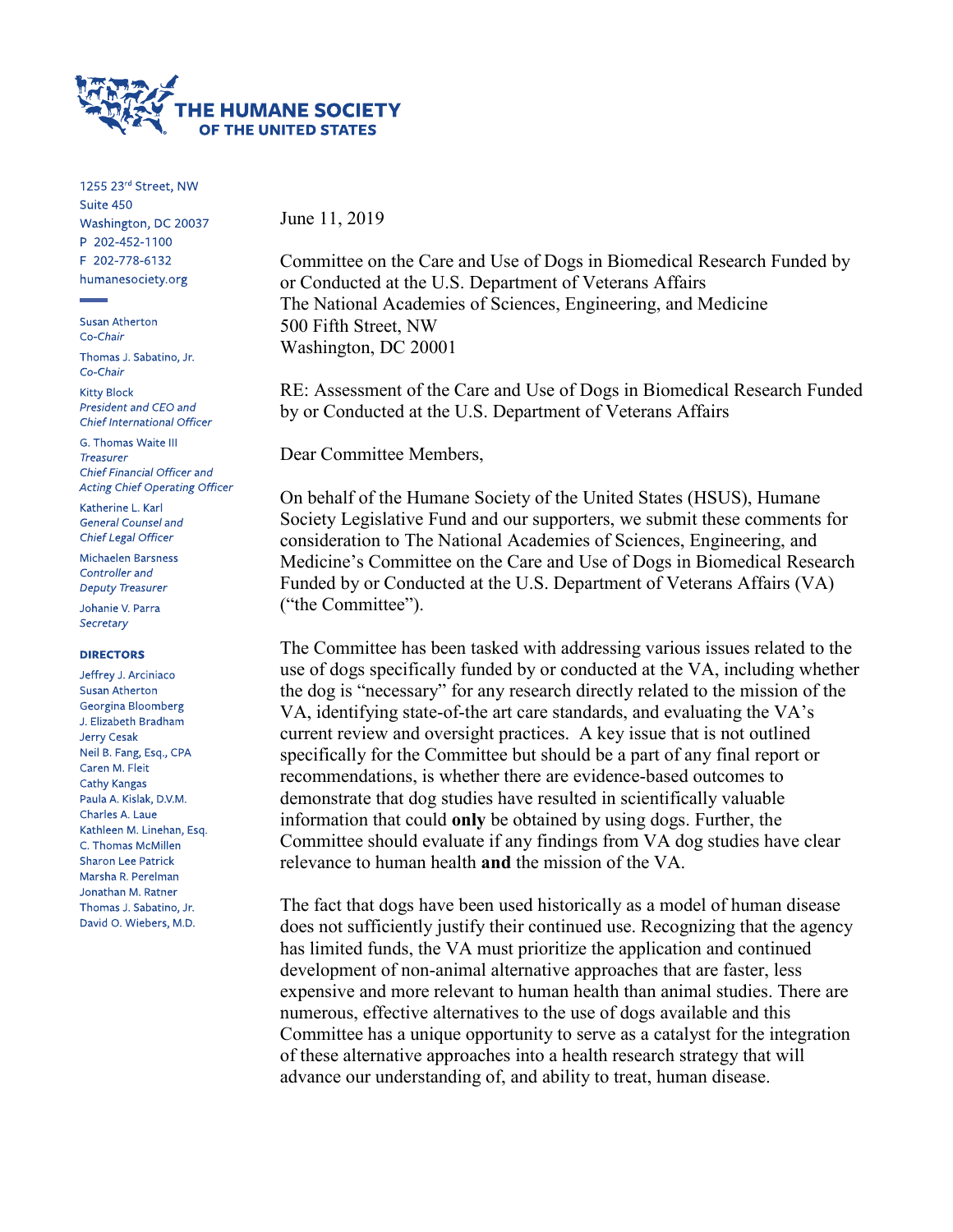THE HUMANE SOCIETY OF THE UNITED STATES

1255 23rd Street, NW
Suite 450
Washington, DC 20037
P 202-452-1100
F 202-778-6132
humanesociety.org

Susan Atherton
*Co-Chair*

Thomas J. Sabatino, Jr.
*Co-Chair*

Kitty Block
*President and CEO and Chief International Officer*

G. Thomas Waite III
*Treasurer*
*Chief Financial Officer and Acting Chief Operating Officer*

Katherine L. Karl
*General Counsel and Chief Legal Officer*

Michaelen Barsness
*Controller and Deputy Treasurer*

Johanie V. Parra
*Secretary*

**DIRECTORS**

Jeffrey J. Arciniaco
Susan Atherton
Georgina Bloomberg
J. Elizabeth Bradham
Jerry Cesak
Neil B. Fang, Esq., CPA
Caren M. Fleit
Cathy Kangas
Paula A. Kislak, D.V.M.
Charles A. Laue
Kathleen M. Linehan, Esq.
C. Thomas McMillen
Sharon Lee Patrick
Marsha R. Perelman
Jonathan M. Ratner
Thomas J. Sabatino, Jr.
David O. Wiebers, M.D.

June 11, 2019

Committee on the Care and Use of Dogs in Biomedical Research Funded by or Conducted at the U.S. Department of Veterans Affairs
The National Academies of Sciences, Engineering, and Medicine
500 Fifth Street, NW
Washington, DC 20001

RE: Assessment of the Care and Use of Dogs in Biomedical Research Funded by or Conducted at the U.S. Department of Veterans Affairs

Dear Committee Members,

On behalf of the Humane Society of the United States (HSUS), Humane Society Legislative Fund and our supporters, we submit these comments for consideration to The National Academies of Sciences, Engineering, and Medicine's Committee on the Care and Use of Dogs in Biomedical Research Funded by or Conducted at the U.S. Department of Veterans Affairs (VA) ("the Committee").

The Committee has been tasked with addressing various issues related to the use of dogs specifically funded by or conducted at the VA, including whether the dog is "necessary" for any research directly related to the mission of the VA, identifying state-of-the art care standards, and evaluating the VA's current review and oversight practices. A key issue that is not outlined specifically for the Committee but should be a part of any final report or recommendations, is whether there are evidence-based outcomes to demonstrate that dog studies have resulted in scientifically valuable information that could **only** be obtained by using dogs. Further, the Committee should evaluate if any findings from VA dog studies have clear relevance to human health **and** the mission of the VA.

The fact that dogs have been used historically as a model of human disease does not sufficiently justify their continued use. Recognizing that the agency has limited funds, the VA must prioritize the application and continued development of non-animal alternative approaches that are faster, less expensive and more relevant to human health than animal studies. There are numerous, effective alternatives to the use of dogs available and this Committee has a unique opportunity to serve as a catalyst for the integration of these alternative approaches into a health research strategy that will advance our understanding of, and ability to treat, human disease.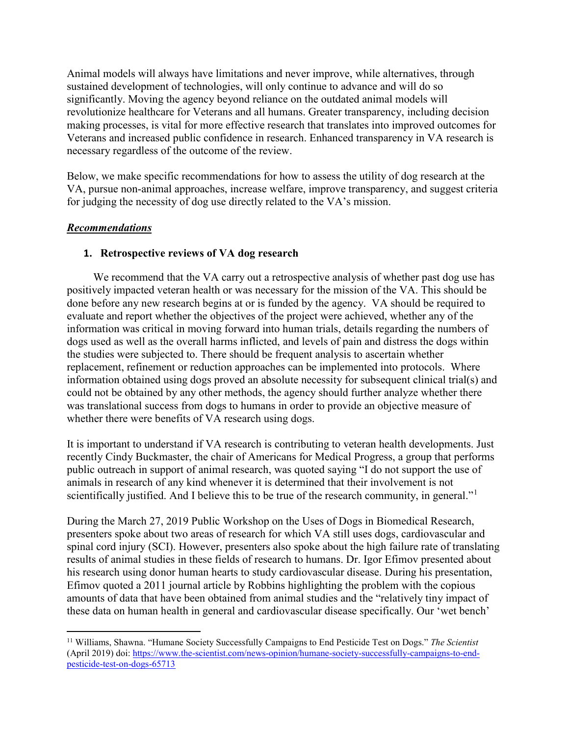Animal models will always have limitations and never improve, while alternatives, through sustained development of technologies, will only continue to advance and will do so significantly. Moving the agency beyond reliance on the outdated animal models will revolutionize healthcare for Veterans and all humans. Greater transparency, including decision making processes, is vital for more effective research that translates into improved outcomes for Veterans and increased public confidence in research. Enhanced transparency in VA research is necessary regardless of the outcome of the review.

Below, we make specific recommendations for how to assess the utility of dog research at the VA, pursue non-animal approaches, increase welfare, improve transparency, and suggest criteria for judging the necessity of dog use directly related to the VA's mission.

***Recommendations***

1. **Retrospective reviews of VA dog research**

We recommend that the VA carry out a retrospective analysis of whether past dog use has positively impacted veteran health or was necessary for the mission of the VA. This should be done before any new research begins at or is funded by the agency. VA should be required to evaluate and report whether the objectives of the project were achieved, whether any of the information was critical in moving forward into human trials, details regarding the numbers of dogs used as well as the overall harms inflicted, and levels of pain and distress the dogs within the studies were subjected to. There should be frequent analysis to ascertain whether replacement, refinement or reduction approaches can be implemented into protocols. Where information obtained using dogs proved an absolute necessity for subsequent clinical trial(s) and could not be obtained by any other methods, the agency should further analyze whether there was translational success from dogs to humans in order to provide an objective measure of whether there were benefits of VA research using dogs.

It is important to understand if VA research is contributing to veteran health developments. Just recently Cindy Buckmaster, the chair of Americans for Medical Progress, a group that performs public outreach in support of animal research, was quoted saying "I do not support the use of animals in research of any kind whenever it is determined that their involvement is not scientifically justified. And I believe this to be true of the research community, in general."[1]

During the March 27, 2019 Public Workshop on the Uses of Dogs in Biomedical Research, presenters spoke about two areas of research for which VA still uses dogs, cardiovascular and spinal cord injury (SCI). However, presenters also spoke about the high failure rate of translating results of animal studies in these fields of research to humans. Dr. Igor Efimov presented about his research using donor human hearts to study cardiovascular disease. During his presentation, Efimov quoted a 2011 journal article by Robbins highlighting the problem with the copious amounts of data that have been obtained from animal studies and the "relatively tiny impact of these data on human health in general and cardiovascular disease specifically. Our 'wet bench'

---

[11] Williams, Shawna. "Humane Society Successfully Campaigns to End Pesticide Test on Dogs." *The Scientist* (April 2019) doi: https://www.the-scientist.com/news-opinion/humane-society-successfully-campaigns-to-end-pesticide-test-on-dogs-65713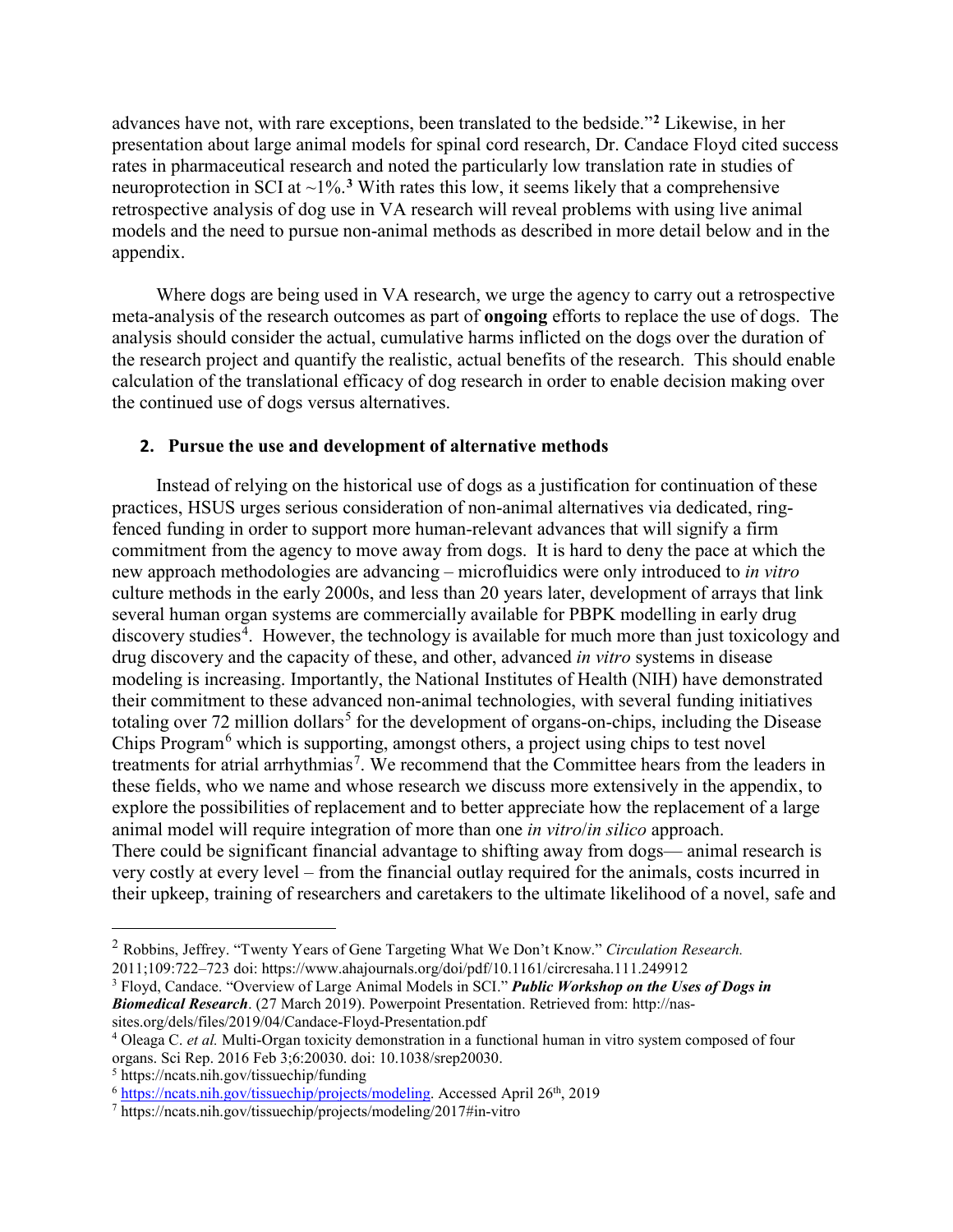advances have not, with rare exceptions, been translated to the bedside."[2] Likewise, in her presentation about large animal models for spinal cord research, Dr. Candace Floyd cited success rates in pharmaceutical research and noted the particularly low translation rate in studies of neuroprotection in SCI at ~1%.[3] With rates this low, it seems likely that a comprehensive retrospective analysis of dog use in VA research will reveal problems with using live animal models and the need to pursue non-animal methods as described in more detail below and in the appendix.

Where dogs are being used in VA research, we urge the agency to carry out a retrospective meta-analysis of the research outcomes as part of **ongoing** efforts to replace the use of dogs. The analysis should consider the actual, cumulative harms inflicted on the dogs over the duration of the research project and quantify the realistic, actual benefits of the research. This should enable calculation of the translational efficacy of dog research in order to enable decision making over the continued use of dogs versus alternatives.

## 2. Pursue the use and development of alternative methods

Instead of relying on the historical use of dogs as a justification for continuation of these practices, HSUS urges serious consideration of non-animal alternatives via dedicated, ring-fenced funding in order to support more human-relevant advances that will signify a firm commitment from the agency to move away from dogs. It is hard to deny the pace at which the new approach methodologies are advancing – microfluidics were only introduced to *in vitro* culture methods in the early 2000s, and less than 20 years later, development of arrays that link several human organ systems are commercially available for PBPK modelling in early drug discovery studies[4]. However, the technology is available for much more than just toxicology and drug discovery and the capacity of these, and other, advanced *in vitro* systems in disease modeling is increasing. Importantly, the National Institutes of Health (NIH) have demonstrated their commitment to these advanced non-animal technologies, with several funding initiatives totaling over 72 million dollars[5] for the development of organs-on-chips, including the Disease Chips Program[6] which is supporting, amongst others, a project using chips to test novel treatments for atrial arrhythmias[7]. We recommend that the Committee hears from the leaders in these fields, who we name and whose research we discuss more extensively in the appendix, to explore the possibilities of replacement and to better appreciate how the replacement of a large animal model will require integration of more than one *in vitro*/*in silico* approach.
There could be significant financial advantage to shifting away from dogs— animal research is very costly at every level – from the financial outlay required for the animals, costs incurred in their upkeep, training of researchers and caretakers to the ultimate likelihood of a novel, safe and

---

[2] Robbins, Jeffrey. "Twenty Years of Gene Targeting What We Don't Know." *Circulation Research.* 2011;109:722–723 doi: https://www.ahajournals.org/doi/pdf/10.1161/circresaha.111.249912

[3] Floyd, Candace. "Overview of Large Animal Models in SCI." ***Public Workshop on the Uses of Dogs in Biomedical Research***. (27 March 2019). Powerpoint Presentation. Retrieved from: http://nas-sites.org/dels/files/2019/04/Candace-Floyd-Presentation.pdf

[4] Oleaga C. *et al.* Multi-Organ toxicity demonstration in a functional human in vitro system composed of four organs. Sci Rep. 2016 Feb 3;6:20030. doi: 10.1038/srep20030.

[5] https://ncats.nih.gov/tissuechip/funding

[6] https://ncats.nih.gov/tissuechip/projects/modeling. Accessed April 26th, 2019

[7] https://ncats.nih.gov/tissuechip/projects/modeling/2017#in-vitro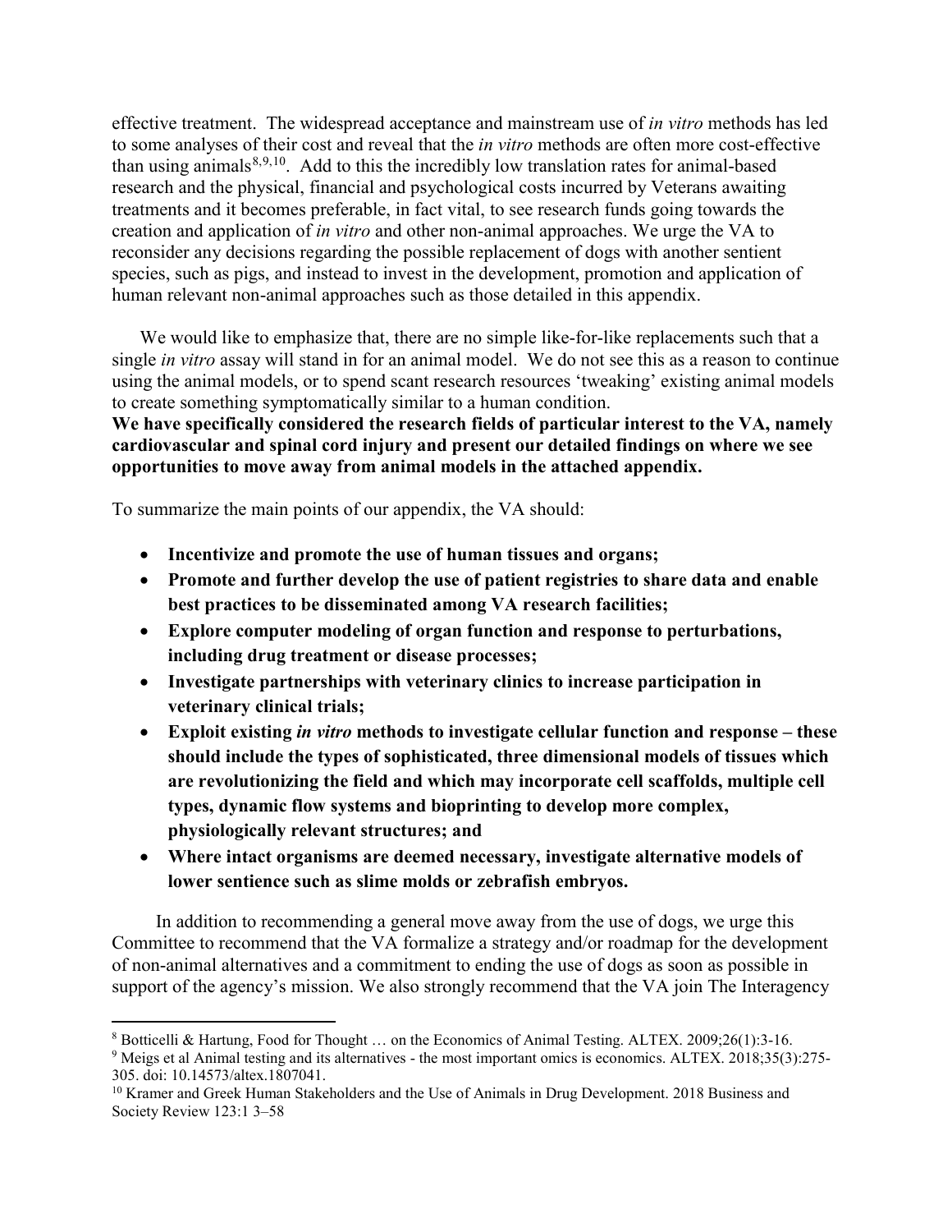effective treatment. The widespread acceptance and mainstream use of *in vitro* methods has led to some analyses of their cost and reveal that the *in vitro* methods are often more cost-effective than using animals[8,9,10]. Add to this the incredibly low translation rates for animal-based research and the physical, financial and psychological costs incurred by Veterans awaiting treatments and it becomes preferable, in fact vital, to see research funds going towards the creation and application of *in vitro* and other non-animal approaches. We urge the VA to reconsider any decisions regarding the possible replacement of dogs with another sentient species, such as pigs, and instead to invest in the development, promotion and application of human relevant non-animal approaches such as those detailed in this appendix.

We would like to emphasize that, there are no simple like-for-like replacements such that a single *in vitro* assay will stand in for an animal model. We do not see this as a reason to continue using the animal models, or to spend scant research resources 'tweaking' existing animal models to create something symptomatically similar to a human condition.

**We have specifically considered the research fields of particular interest to the VA, namely cardiovascular and spinal cord injury and present our detailed findings on where we see opportunities to move away from animal models in the attached appendix.**

To summarize the main points of our appendix, the VA should:

- **Incentivize and promote the use of human tissues and organs;**
- **Promote and further develop the use of patient registries to share data and enable best practices to be disseminated among VA research facilities;**
- **Explore computer modeling of organ function and response to perturbations, including drug treatment or disease processes;**
- **Investigate partnerships with veterinary clinics to increase participation in veterinary clinical trials;**
- **Exploit existing *in vitro* methods to investigate cellular function and response – these should include the types of sophisticated, three dimensional models of tissues which are revolutionizing the field and which may incorporate cell scaffolds, multiple cell types, dynamic flow systems and bioprinting to develop more complex, physiologically relevant structures; and**
- **Where intact organisms are deemed necessary, investigate alternative models of lower sentience such as slime molds or zebrafish embryos.**

In addition to recommending a general move away from the use of dogs, we urge this Committee to recommend that the VA formalize a strategy and/or roadmap for the development of non-animal alternatives and a commitment to ending the use of dogs as soon as possible in support of the agency's mission. We also strongly recommend that the VA join The Interagency

---

[8] Botticelli & Hartung, Food for Thought … on the Economics of Animal Testing. ALTEX. 2009;26(1):3-16.

[9] Meigs et al Animal testing and its alternatives - the most important omics is economics. ALTEX. 2018;35(3):275-305. doi: 10.14573/altex.1807041.

[10] Kramer and Greek Human Stakeholders and the Use of Animals in Drug Development. 2018 Business and Society Review 123:1 3–58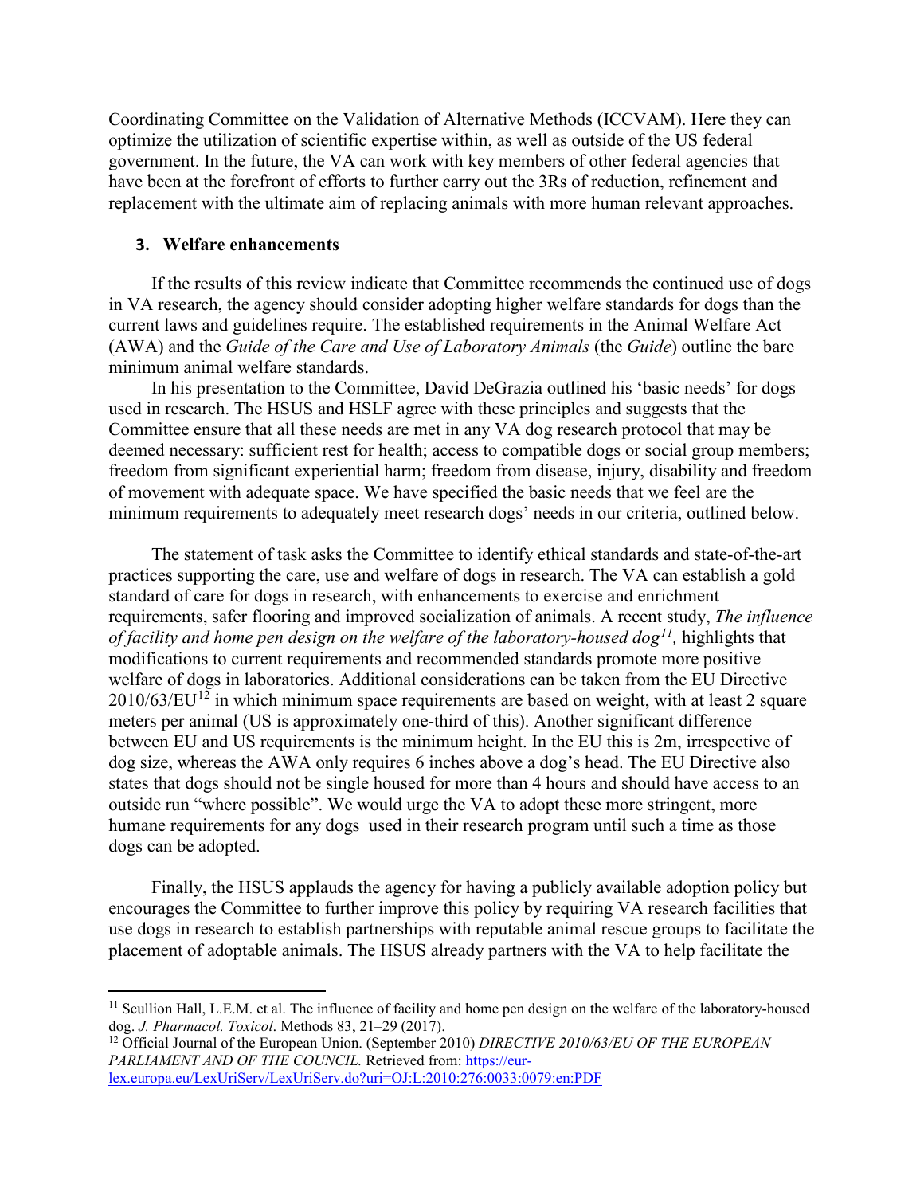Coordinating Committee on the Validation of Alternative Methods (ICCVAM). Here they can optimize the utilization of scientific expertise within, as well as outside of the US federal government. In the future, the VA can work with key members of other federal agencies that have been at the forefront of efforts to further carry out the 3Rs of reduction, refinement and replacement with the ultimate aim of replacing animals with more human relevant approaches.

### 3. Welfare enhancements

If the results of this review indicate that Committee recommends the continued use of dogs in VA research, the agency should consider adopting higher welfare standards for dogs than the current laws and guidelines require. The established requirements in the Animal Welfare Act (AWA) and the *Guide of the Care and Use of Laboratory Animals* (the *Guide*) outline the bare minimum animal welfare standards.

In his presentation to the Committee, David DeGrazia outlined his 'basic needs' for dogs used in research. The HSUS and HSLF agree with these principles and suggests that the Committee ensure that all these needs are met in any VA dog research protocol that may be deemed necessary: sufficient rest for health; access to compatible dogs or social group members; freedom from significant experiential harm; freedom from disease, injury, disability and freedom of movement with adequate space. We have specified the basic needs that we feel are the minimum requirements to adequately meet research dogs' needs in our criteria, outlined below.

The statement of task asks the Committee to identify ethical standards and state-of-the-art practices supporting the care, use and welfare of dogs in research. The VA can establish a gold standard of care for dogs in research, with enhancements to exercise and enrichment requirements, safer flooring and improved socialization of animals. A recent study, *The influence of facility and home pen design on the welfare of the laboratory-housed dog*[11], highlights that modifications to current requirements and recommended standards promote more positive welfare of dogs in laboratories. Additional considerations can be taken from the EU Directive 2010/63/EU[12] in which minimum space requirements are based on weight, with at least 2 square meters per animal (US is approximately one-third of this). Another significant difference between EU and US requirements is the minimum height. In the EU this is 2m, irrespective of dog size, whereas the AWA only requires 6 inches above a dog's head. The EU Directive also states that dogs should not be single housed for more than 4 hours and should have access to an outside run "where possible". We would urge the VA to adopt these more stringent, more humane requirements for any dogs used in their research program until such a time as those dogs can be adopted.

Finally, the HSUS applauds the agency for having a publicly available adoption policy but encourages the Committee to further improve this policy by requiring VA research facilities that use dogs in research to establish partnerships with reputable animal rescue groups to facilitate the placement of adoptable animals. The HSUS already partners with the VA to help facilitate the

---

[11] Scullion Hall, L.E.M. et al. The influence of facility and home pen design on the welfare of the laboratory-housed dog. *J. Pharmacol. Toxicol*. Methods 83, 21–29 (2017).

[12] Official Journal of the European Union. (September 2010) *DIRECTIVE 2010/63/EU OF THE EUROPEAN PARLIAMENT AND OF THE COUNCIL.* Retrieved from: https://eur-lex.europa.eu/LexUriServ/LexUriServ.do?uri=OJ:L:2010:276:0033:0079:en:PDF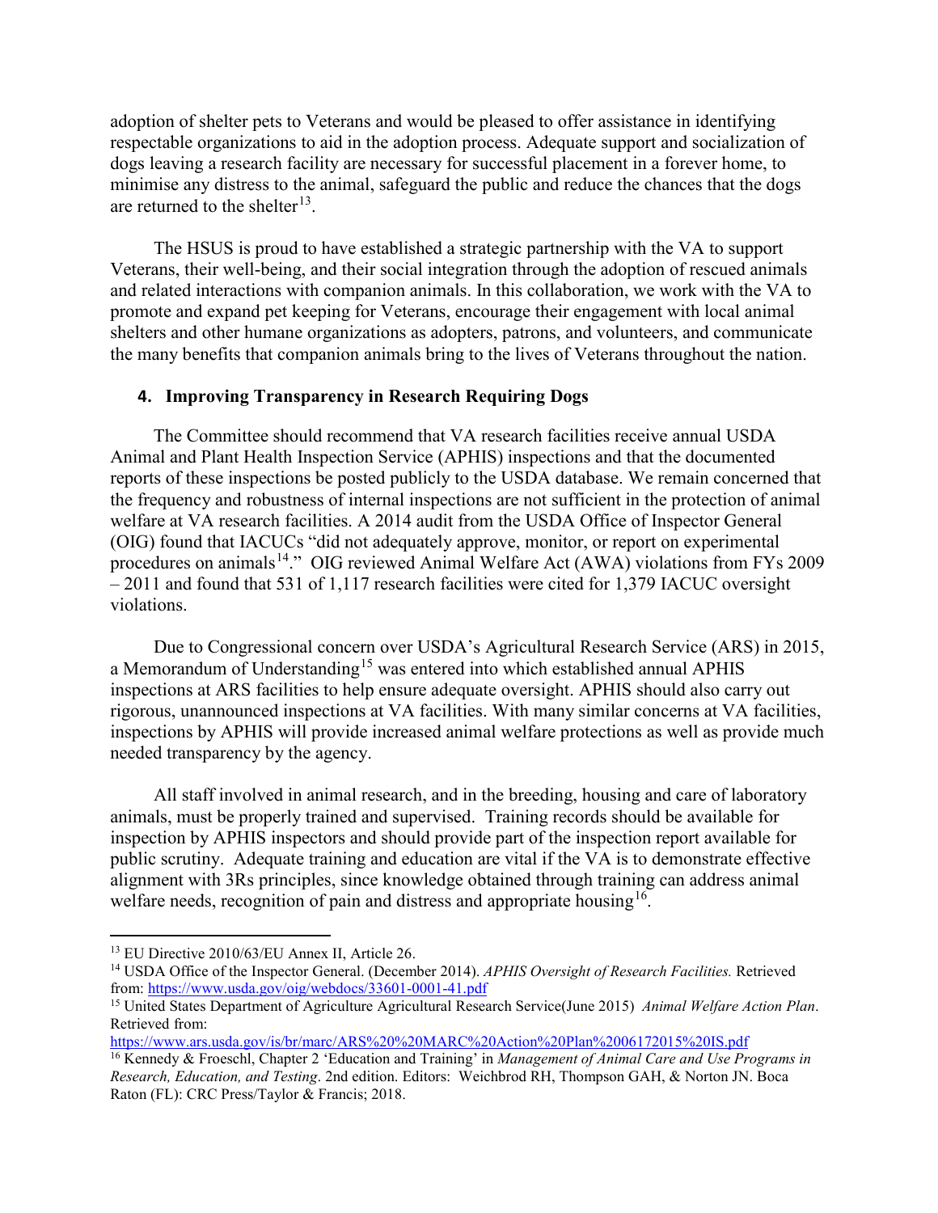adoption of shelter pets to Veterans and would be pleased to offer assistance in identifying respectable organizations to aid in the adoption process. Adequate support and socialization of dogs leaving a research facility are necessary for successful placement in a forever home, to minimise any distress to the animal, safeguard the public and reduce the chances that the dogs are returned to the shelter[13].

The HSUS is proud to have established a strategic partnership with the VA to support Veterans, their well-being, and their social integration through the adoption of rescued animals and related interactions with companion animals. In this collaboration, we work with the VA to promote and expand pet keeping for Veterans, encourage their engagement with local animal shelters and other humane organizations as adopters, patrons, and volunteers, and communicate the many benefits that companion animals bring to the lives of Veterans throughout the nation.

### 4. Improving Transparency in Research Requiring Dogs

The Committee should recommend that VA research facilities receive annual USDA Animal and Plant Health Inspection Service (APHIS) inspections and that the documented reports of these inspections be posted publicly to the USDA database. We remain concerned that the frequency and robustness of internal inspections are not sufficient in the protection of animal welfare at VA research facilities. A 2014 audit from the USDA Office of Inspector General (OIG) found that IACUCs "did not adequately approve, monitor, or report on experimental procedures on animals[14]." OIG reviewed Animal Welfare Act (AWA) violations from FYs 2009 – 2011 and found that 531 of 1,117 research facilities were cited for 1,379 IACUC oversight violations.

Due to Congressional concern over USDA's Agricultural Research Service (ARS) in 2015, a Memorandum of Understanding[15] was entered into which established annual APHIS inspections at ARS facilities to help ensure adequate oversight. APHIS should also carry out rigorous, unannounced inspections at VA facilities. With many similar concerns at VA facilities, inspections by APHIS will provide increased animal welfare protections as well as provide much needed transparency by the agency.

All staff involved in animal research, and in the breeding, housing and care of laboratory animals, must be properly trained and supervised. Training records should be available for inspection by APHIS inspectors and should provide part of the inspection report available for public scrutiny. Adequate training and education are vital if the VA is to demonstrate effective alignment with 3Rs principles, since knowledge obtained through training can address animal welfare needs, recognition of pain and distress and appropriate housing[16].

---

[13] EU Directive 2010/63/EU Annex II, Article 26.

[14] USDA Office of the Inspector General. (December 2014). *APHIS Oversight of Research Facilities.* Retrieved from: https://www.usda.gov/oig/webdocs/33601-0001-41.pdf

[15] United States Department of Agriculture Agricultural Research Service(June 2015) *Animal Welfare Action Plan*. Retrieved from: https://www.ars.usda.gov/is/br/marc/ARS%20%20MARC%20Action%20Plan%2006172015%20IS.pdf

[16] Kennedy & Froeschl, Chapter 2 'Education and Training' in *Management of Animal Care and Use Programs in Research, Education, and Testing*. 2nd edition. Editors: Weichbrod RH, Thompson GAH, & Norton JN. Boca Raton (FL): CRC Press/Taylor & Francis; 2018.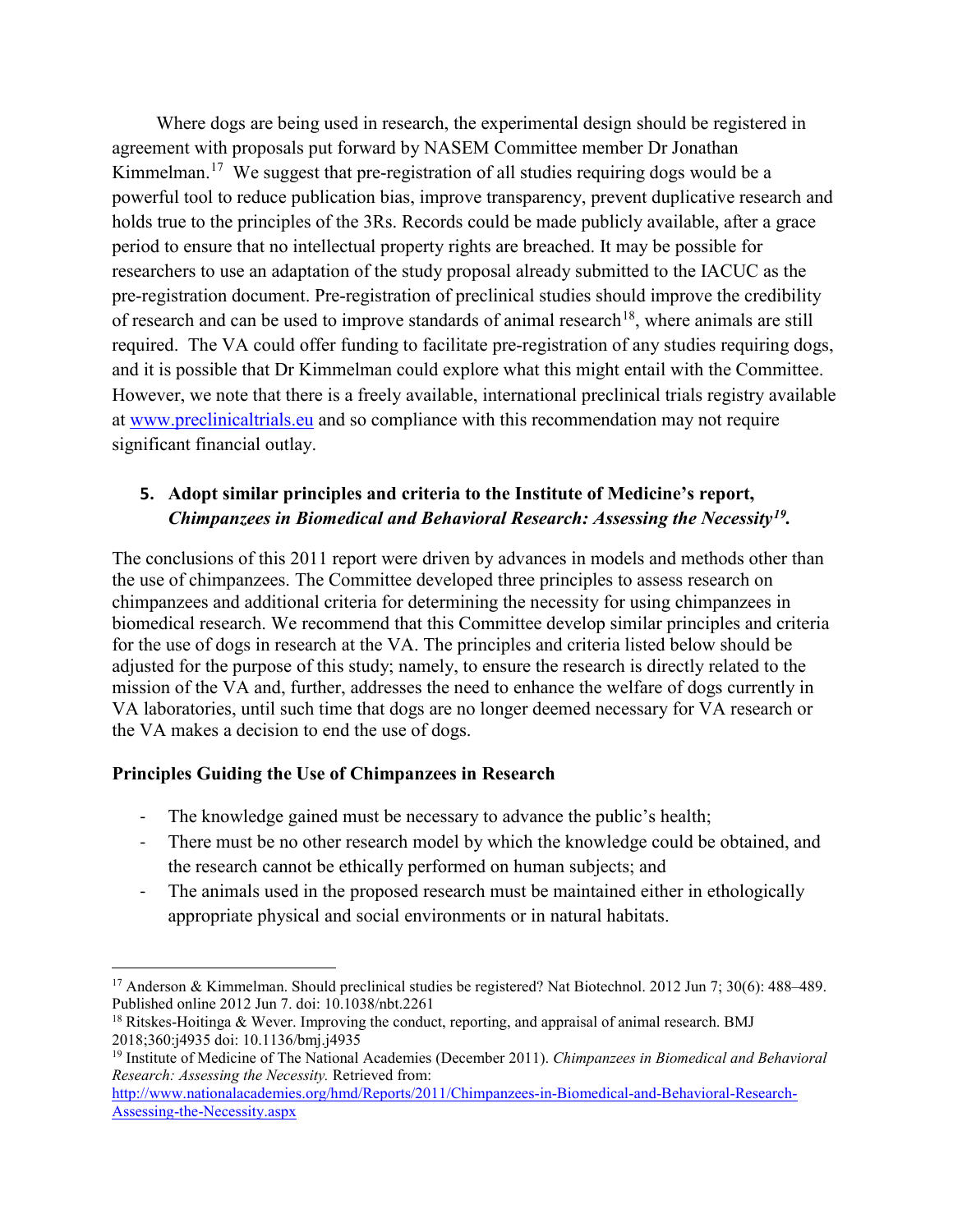Where dogs are being used in research, the experimental design should be registered in agreement with proposals put forward by NASEM Committee member Dr Jonathan Kimmelman.[17] We suggest that pre-registration of all studies requiring dogs would be a powerful tool to reduce publication bias, improve transparency, prevent duplicative research and holds true to the principles of the 3Rs. Records could be made publicly available, after a grace period to ensure that no intellectual property rights are breached. It may be possible for researchers to use an adaptation of the study proposal already submitted to the IACUC as the pre-registration document. Pre-registration of preclinical studies should improve the credibility of research and can be used to improve standards of animal research[18], where animals are still required. The VA could offer funding to facilitate pre-registration of any studies requiring dogs, and it is possible that Dr Kimmelman could explore what this might entail with the Committee. However, we note that there is a freely available, international preclinical trials registry available at www.preclinicaltrials.eu and so compliance with this recommendation may not require significant financial outlay.

### 5. Adopt similar principles and criteria to the Institute of Medicine's report, *Chimpanzees in Biomedical and Behavioral Research: Assessing the Necessity*[19].

The conclusions of this 2011 report were driven by advances in models and methods other than the use of chimpanzees. The Committee developed three principles to assess research on chimpanzees and additional criteria for determining the necessity for using chimpanzees in biomedical research. We recommend that this Committee develop similar principles and criteria for the use of dogs in research at the VA. The principles and criteria listed below should be adjusted for the purpose of this study; namely, to ensure the research is directly related to the mission of the VA and, further, addresses the need to enhance the welfare of dogs currently in VA laboratories, until such time that dogs are no longer deemed necessary for VA research or the VA makes a decision to end the use of dogs.

**Principles Guiding the Use of Chimpanzees in Research**

- The knowledge gained must be necessary to advance the public's health;
- There must be no other research model by which the knowledge could be obtained, and the research cannot be ethically performed on human subjects; and
- The animals used in the proposed research must be maintained either in ethologically appropriate physical and social environments or in natural habitats.

---

[17] Anderson & Kimmelman. Should preclinical studies be registered? Nat Biotechnol. 2012 Jun 7; 30(6): 488–489. Published online 2012 Jun 7. doi: 10.1038/nbt.2261

[18] Ritskes-Hoitinga & Wever. Improving the conduct, reporting, and appraisal of animal research. BMJ 2018;360:j4935 doi: 10.1136/bmj.j4935

[19] Institute of Medicine of The National Academies (December 2011). *Chimpanzees in Biomedical and Behavioral Research: Assessing the Necessity.* Retrieved from: http://www.nationalacademies.org/hmd/Reports/2011/Chimpanzees-in-Biomedical-and-Behavioral-Research-Assessing-the-Necessity.aspx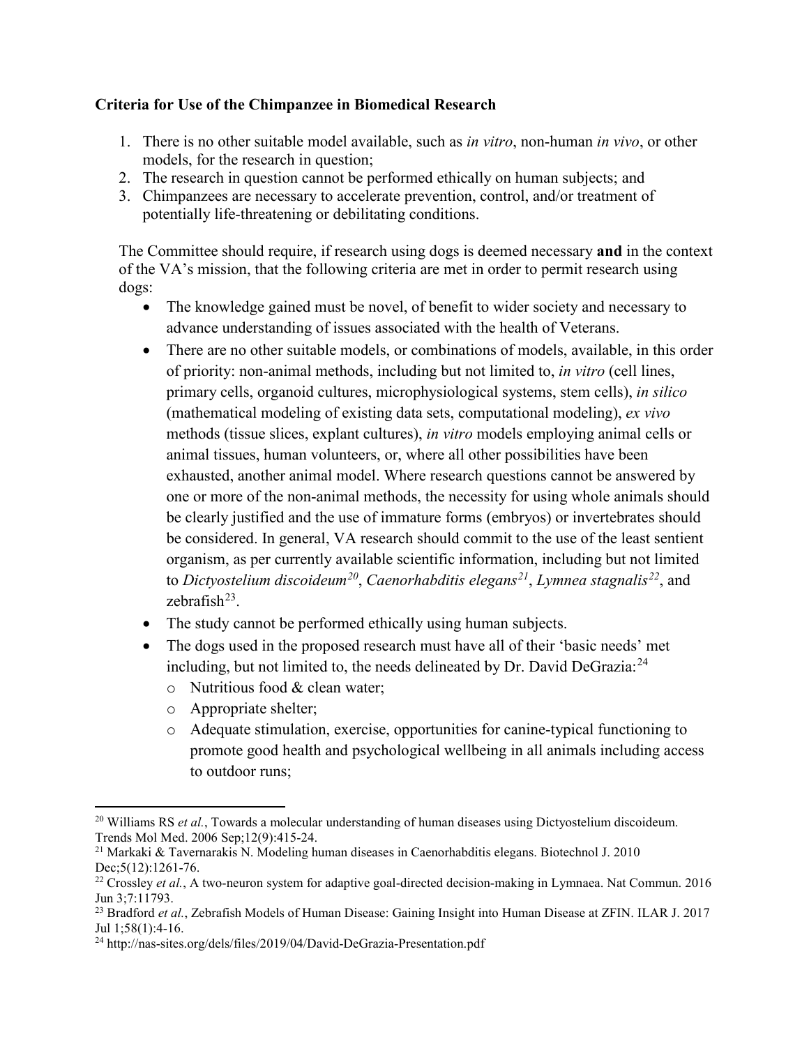**Criteria for Use of the Chimpanzee in Biomedical Research**

1. There is no other suitable model available, such as *in vitro*, non-human *in vivo*, or other models, for the research in question;
2. The research in question cannot be performed ethically on human subjects; and
3. Chimpanzees are necessary to accelerate prevention, control, and/or treatment of potentially life-threatening or debilitating conditions.

The Committee should require, if research using dogs is deemed necessary **and** in the context of the VA's mission, that the following criteria are met in order to permit research using dogs:

- The knowledge gained must be novel, of benefit to wider society and necessary to advance understanding of issues associated with the health of Veterans.
- There are no other suitable models, or combinations of models, available, in this order of priority: non-animal methods, including but not limited to, *in vitro* (cell lines, primary cells, organoid cultures, microphysiological systems, stem cells), *in silico* (mathematical modeling of existing data sets, computational modeling), *ex vivo* methods (tissue slices, explant cultures), *in vitro* models employing animal cells or animal tissues, human volunteers, or, where all other possibilities have been exhausted, another animal model. Where research questions cannot be answered by one or more of the non-animal methods, the necessity for using whole animals should be clearly justified and the use of immature forms (embryos) or invertebrates should be considered. In general, VA research should commit to the use of the least sentient organism, as per currently available scientific information, including but not limited to *Dictyostelium discoideum*[20], *Caenorhabditis elegans*[21], *Lymnea stagnalis*[22], and zebrafish[23].
- The study cannot be performed ethically using human subjects.
- The dogs used in the proposed research must have all of their 'basic needs' met including, but not limited to, the needs delineated by Dr. David DeGrazia:[24]
  - Nutritious food & clean water;
  - Appropriate shelter;
  - Adequate stimulation, exercise, opportunities for canine-typical functioning to promote good health and psychological wellbeing in all animals including access to outdoor runs;

---

[20] Williams RS *et al.*, Towards a molecular understanding of human diseases using Dictyostelium discoideum. Trends Mol Med. 2006 Sep;12(9):415-24.

[21] Markaki & Tavernarakis N. Modeling human diseases in Caenorhabditis elegans. Biotechnol J. 2010 Dec;5(12):1261-76.

[22] Crossley *et al.*, A two-neuron system for adaptive goal-directed decision-making in Lymnaea. Nat Commun. 2016 Jun 3;7:11793.

[23] Bradford *et al.*, Zebrafish Models of Human Disease: Gaining Insight into Human Disease at ZFIN. ILAR J. 2017 Jul 1;58(1):4-16.

[24] http://nas-sites.org/dels/files/2019/04/David-DeGrazia-Presentation.pdf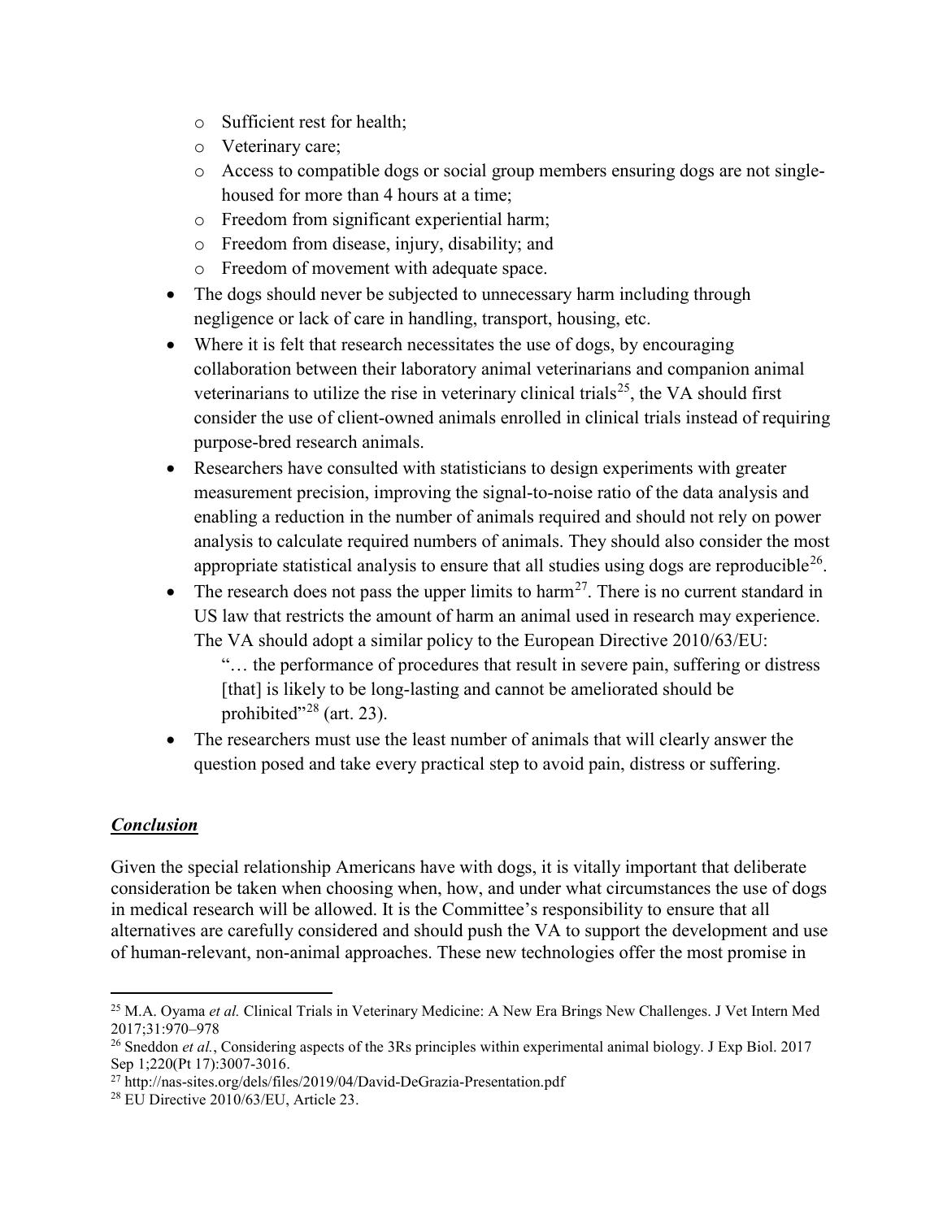- Sufficient rest for health;
  - Veterinary care;
  - Access to compatible dogs or social group members ensuring dogs are not single-housed for more than 4 hours at a time;
  - Freedom from significant experiential harm;
  - Freedom from disease, injury, disability; and
  - Freedom of movement with adequate space.
- The dogs should never be subjected to unnecessary harm including through negligence or lack of care in handling, transport, housing, etc.
- Where it is felt that research necessitates the use of dogs, by encouraging collaboration between their laboratory animal veterinarians and companion animal veterinarians to utilize the rise in veterinary clinical trials[25], the VA should first consider the use of client-owned animals enrolled in clinical trials instead of requiring purpose-bred research animals.
- Researchers have consulted with statisticians to design experiments with greater measurement precision, improving the signal-to-noise ratio of the data analysis and enabling a reduction in the number of animals required and should not rely on power analysis to calculate required numbers of animals. They should also consider the most appropriate statistical analysis to ensure that all studies using dogs are reproducible[26].
- The research does not pass the upper limits to harm[27]. There is no current standard in US law that restricts the amount of harm an animal used in research may experience. The VA should adopt a similar policy to the European Directive 2010/63/EU:

  "… the performance of procedures that result in severe pain, suffering or distress [that] is likely to be long-lasting and cannot be ameliorated should be prohibited"[28] (art. 23).
- The researchers must use the least number of animals that will clearly answer the question posed and take every practical step to avoid pain, distress or suffering.

## ***Conclusion***

Given the special relationship Americans have with dogs, it is vitally important that deliberate consideration be taken when choosing when, how, and under what circumstances the use of dogs in medical research will be allowed. It is the Committee's responsibility to ensure that all alternatives are carefully considered and should push the VA to support the development and use of human-relevant, non-animal approaches. These new technologies offer the most promise in

---

[25] M.A. Oyama *et al.* Clinical Trials in Veterinary Medicine: A New Era Brings New Challenges. J Vet Intern Med 2017;31:970–978

[26] Sneddon *et al.*, Considering aspects of the 3Rs principles within experimental animal biology. J Exp Biol. 2017 Sep 1;220(Pt 17):3007-3016.

[27] http://nas-sites.org/dels/files/2019/04/David-DeGrazia-Presentation.pdf

[28] EU Directive 2010/63/EU, Article 23.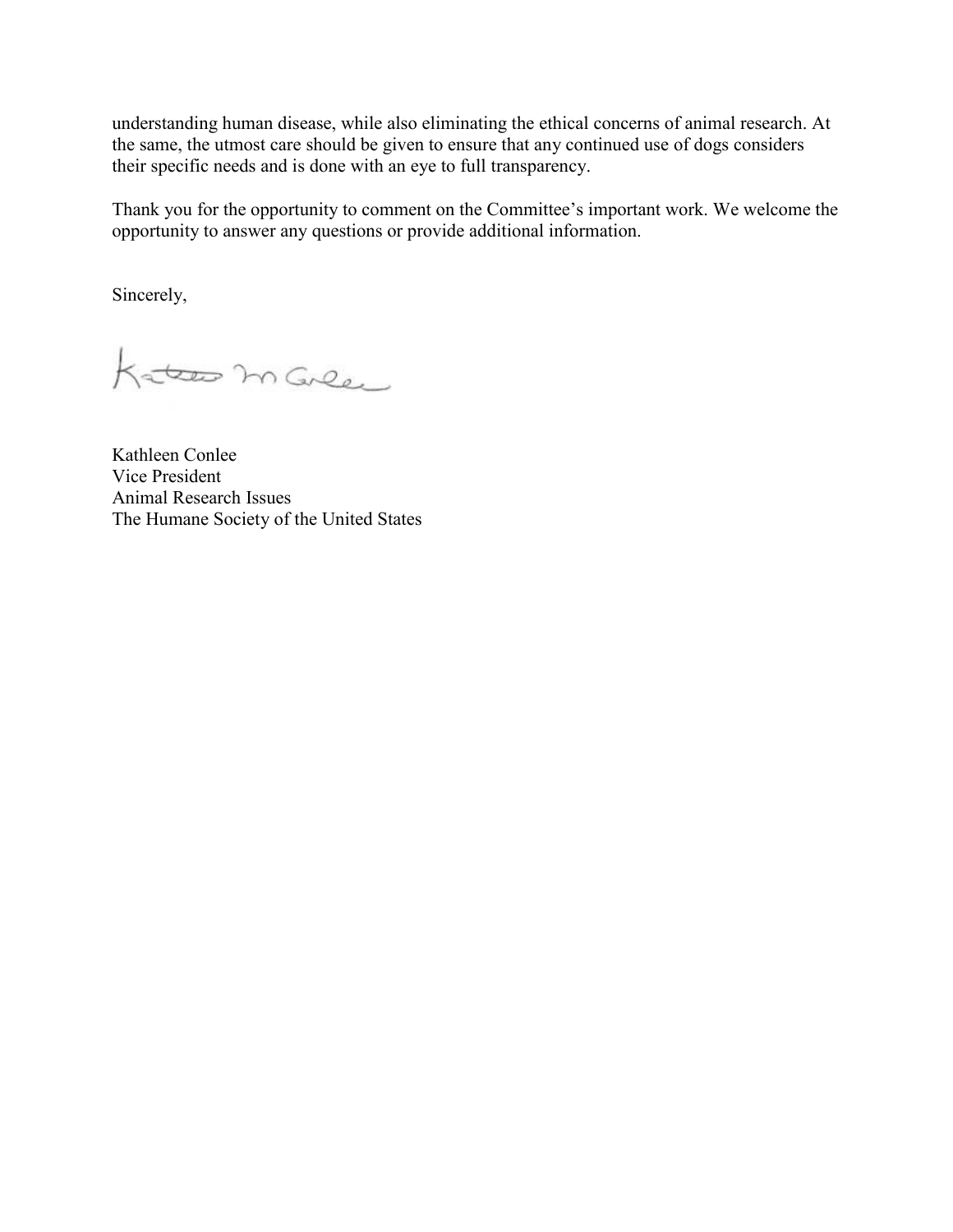understanding human disease, while also eliminating the ethical concerns of animal research. At the same, the utmost care should be given to ensure that any continued use of dogs considers their specific needs and is done with an eye to full transparency.

Thank you for the opportunity to comment on the Committee's important work. We welcome the opportunity to answer any questions or provide additional information.

Sincerely,

Kathleen Conlee
Vice President
Animal Research Issues
The Humane Society of the United States